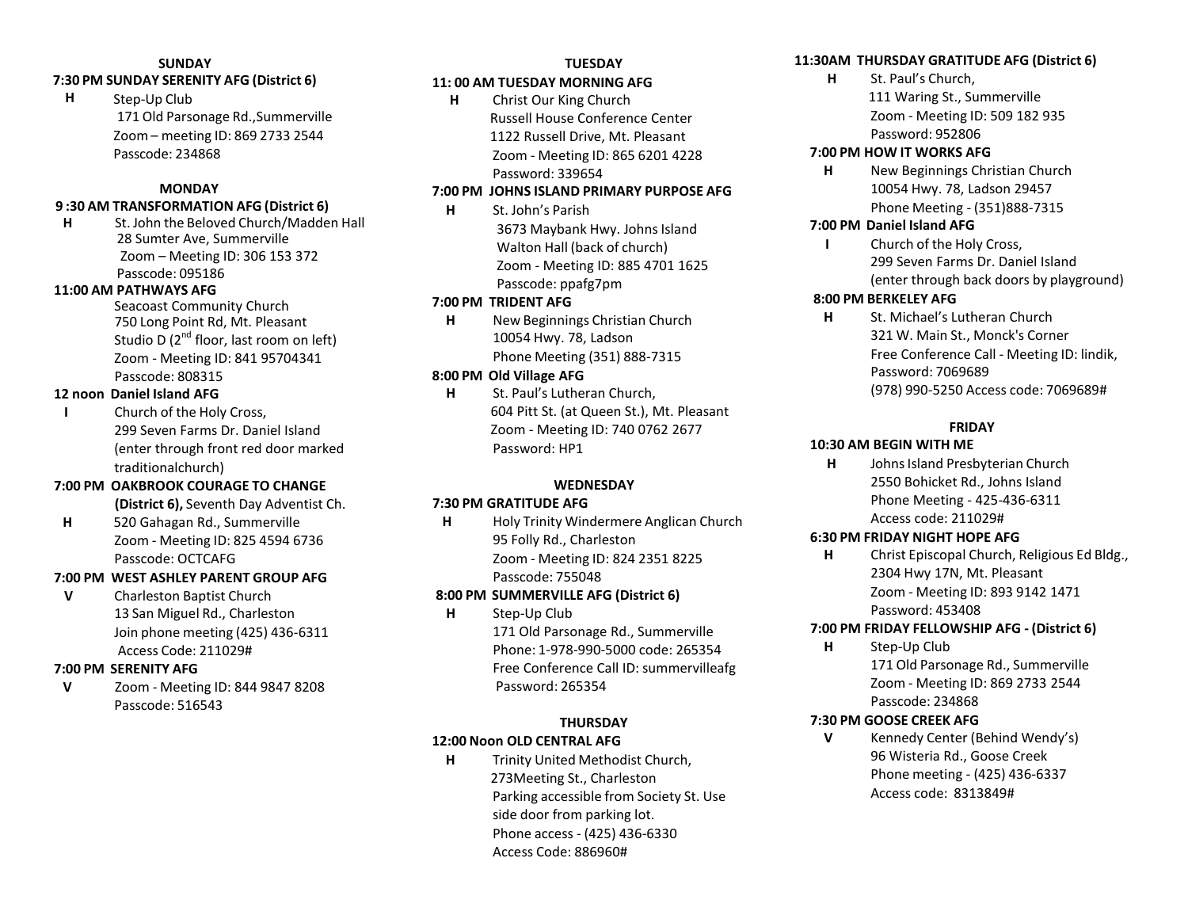## SUNDAY

**7:30 PM SUNDAY SERENITY AFG (District 6)**

**H** Step-Up Club
171 Old Parsonage Rd.,Summerville
Zoom – meeting ID: 869 2733 2544
Passcode: 234868

## MONDAY

**9 :30 AM TRANSFORMATION AFG (District 6)**

**H** St. John the Beloved Church/Madden Hall
28 Sumter Ave, Summerville
Zoom – Meeting ID: 306 153 372
Passcode: 095186

**11:00 AM PATHWAYS AFG**

Seacoast Community Church
750 Long Point Rd, Mt. Pleasant
Studio D (2nd floor, last room on left)
Zoom - Meeting ID: 841 95704341
Passcode: 808315

**12 noon Daniel Island AFG**

**I** Church of the Holy Cross,
299 Seven Farms Dr. Daniel Island
(enter through front red door marked traditionalchurch)

**7:00 PM OAKBROOK COURAGE TO CHANGE (District 6),** Seventh Day Adventist Ch.

**H** 520 Gahagan Rd., Summerville
Zoom - Meeting ID: 825 4594 6736
Passcode: OCTCAFG

**7:00 PM WEST ASHLEY PARENT GROUP AFG**

**V** Charleston Baptist Church
13 San Miguel Rd., Charleston
Join phone meeting (425) 436-6311
Access Code: 211029#

**7:00 PM SERENITY AFG**

**V** Zoom - Meeting ID: 844 9847 8208
Passcode: 516543

## TUESDAY

**11: 00 AM TUESDAY MORNING AFG**

**H** Christ Our King Church
Russell House Conference Center
1122 Russell Drive, Mt. Pleasant
Zoom - Meeting ID: 865 6201 4228
Password: 339654

**7:00 PM JOHNS ISLAND PRIMARY PURPOSE AFG**

**H** St. John's Parish
3673 Maybank Hwy. Johns Island
Walton Hall (back of church)
Zoom - Meeting ID: 885 4701 1625
Passcode: ppafg7pm

**7:00 PM TRIDENT AFG**

**H** New Beginnings Christian Church
10054 Hwy. 78, Ladson
Phone Meeting (351) 888-7315

**8:00 PM Old Village AFG**

**H** St. Paul's Lutheran Church,
604 Pitt St. (at Queen St.), Mt. Pleasant
Zoom - Meeting ID: 740 0762 2677
Password: HP1

## WEDNESDAY

**7:30 PM GRATITUDE AFG**

**H** Holy Trinity Windermere Anglican Church
95 Folly Rd., Charleston
Zoom - Meeting ID: 824 2351 8225
Passcode: 755048

**8:00 PM SUMMERVILLE AFG (District 6)**

**H** Step-Up Club
171 Old Parsonage Rd., Summerville
Phone: 1-978-990-5000 code: 265354
Free Conference Call ID: summervilleafg
Password: 265354

## THURSDAY

**12:00 Noon OLD CENTRAL AFG**

**H** Trinity United Methodist Church,
273Meeting St., Charleston
Parking accessible from Society St. Use side door from parking lot.
Phone access - (425) 436-6330
Access Code: 886960#

**11:30AM THURSDAY GRATITUDE AFG (District 6)**

**H** St. Paul's Church,
111 Waring St., Summerville
Zoom - Meeting ID: 509 182 935
Password: 952806

**7:00 PM HOW IT WORKS AFG**

**H** New Beginnings Christian Church
10054 Hwy. 78, Ladson 29457
Phone Meeting - (351)888-7315

**7:00 PM Daniel Island AFG**

**I** Church of the Holy Cross,
299 Seven Farms Dr. Daniel Island
(enter through back doors by playground)

**8:00 PM BERKELEY AFG**

**H** St. Michael's Lutheran Church
321 W. Main St., Monck's Corner
Free Conference Call - Meeting ID: lindik,
Password: 7069689
(978) 990-5250 Access code: 7069689#

## FRIDAY

**10:30 AM BEGIN WITH ME**

**H** Johns Island Presbyterian Church
2550 Bohicket Rd., Johns Island
Phone Meeting - 425-436-6311
Access code: 211029#

**6:30 PM FRIDAY NIGHT HOPE AFG**

**H** Christ Episcopal Church, Religious Ed Bldg.,
2304 Hwy 17N, Mt. Pleasant
Zoom - Meeting ID: 893 9142 1471
Password: 453408

**7:00 PM FRIDAY FELLOWSHIP AFG - (District 6)**

**H** Step-Up Club
171 Old Parsonage Rd., Summerville
Zoom - Meeting ID: 869 2733 2544
Passcode: 234868

**7:30 PM GOOSE CREEK AFG**

**V** Kennedy Center (Behind Wendy's)
96 Wisteria Rd., Goose Creek
Phone meeting - (425) 436-6337
Access code: 8313849#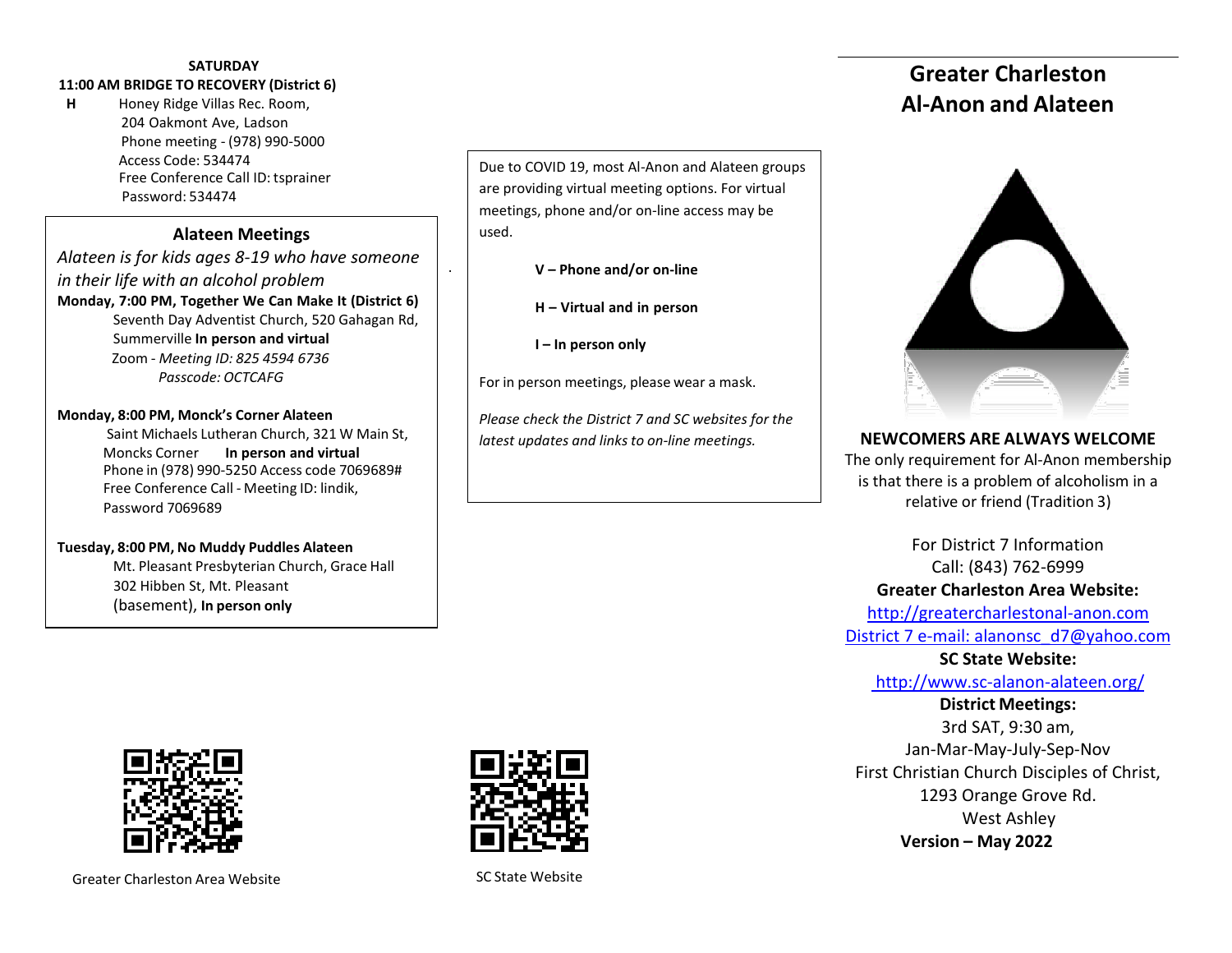**SATURDAY**

**11:00 AM BRIDGE TO RECOVERY (District 6)**

**H** Honey Ridge Villas Rec. Room,
204 Oakmont Ave, Ladson
Phone meeting - (978) 990-5000
Access Code: 534474
Free Conference Call ID: tsprainer
Password: 534474

## Alateen Meetings

*Alateen is for kids ages 8-19 who have someone in their life with an alcohol problem*

**Monday, 7:00 PM, Together We Can Make It (District 6)**
Seventh Day Adventist Church, 520 Gahagan Rd, Summerville **In person and virtual**
Zoom - *Meeting ID: 825 4594 6736*
*Passcode: OCTCAFG*

**Monday, 8:00 PM, Monck's Corner Alateen**
Saint Michaels Lutheran Church, 321 W Main St, Moncks Corner **In person and virtual**
Phone in (978) 990-5250 Access code 7069689#
Free Conference Call - Meeting ID: lindik,
Password 7069689

**Tuesday, 8:00 PM, No Muddy Puddles Alateen**
Mt. Pleasant Presbyterian Church, Grace Hall
302 Hibben St, Mt. Pleasant
(basement), **In person only**

Greater Charleston Area Website

SC State Website

Due to COVID 19, most Al-Anon and Alateen groups are providing virtual meeting options. For virtual meetings, phone and/or on-line access may be used.

**V – Phone and/or on-line**

**H – Virtual and in person**

**I – In person only**

For in person meetings, please wear a mask.

*Please check the District 7 and SC websites for the latest updates and links to on-line meetings.*

# Greater Charleston Al-Anon and Alateen

**NEWCOMERS ARE ALWAYS WELCOME**

The only requirement for Al-Anon membership is that there is a problem of alcoholism in a relative or friend (Tradition 3)

For District 7 Information
Call: (843) 762-6999

**Greater Charleston Area Website:**
http://greatercharlestonal-anon.com
District 7 e-mail: alanonsc_d7@yahoo.com

**SC State Website:**
http://www.sc-alanon-alateen.org/

**District Meetings:**
3rd SAT, 9:30 am,
Jan-Mar-May-July-Sep-Nov
First Christian Church Disciples of Christ,
1293 Orange Grove Rd.
West Ashley

**Version – May 2022**